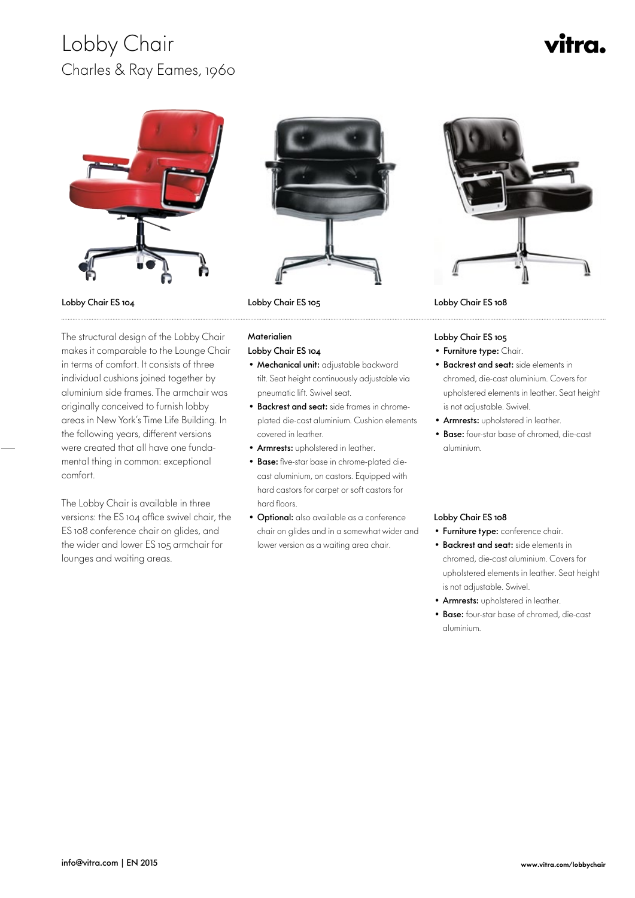# Lobby Chair

## Charles & Ray Eames, 1960

vitra.

Lobby Chair ES 104

Lobby Chair ES 105

Lobby Chair ES 108

The structural design of the Lobby Chair makes it comparable to the Lounge Chair in terms of comfort. It consists of three individual cushions joined together by aluminium side frames. The armchair was originally conceived to furnish lobby areas in New York's Time Life Building. In the following years, different versions were created that all have one fundamental thing in common: exceptional comfort.

The Lobby Chair is available in three versions: the ES 104 office swivel chair, the ES 108 conference chair on glides, and the wider and lower ES 105 armchair for lounges and waiting areas.

### Materialien

#### Lobby Chair ES 104

- **Mechanical unit:** adjustable backward tilt. Seat height continuously adjustable via pneumatic lift. Swivel seat.
- **Backrest and seat:** side frames in chrome-plated die-cast aluminium. Cushion elements covered in leather.
- **Armrests:** upholstered in leather.
- **Base:** five-star base in chrome-plated die-cast aluminium, on castors. Equipped with hard castors for carpet or soft castors for hard floors.
- **Optional:** also available as a conference chair on glides and in a somewhat wider and lower version as a waiting area chair.

#### Lobby Chair ES 105

- **Furniture type:** Chair.
- **Backrest and seat:** side elements in chromed, die-cast aluminium. Covers for upholstered elements in leather. Seat height is not adjustable. Swivel.
- **Armrests:** upholstered in leather.
- **Base:** four-star base of chromed, die-cast aluminium.

#### Lobby Chair ES 108

- **Furniture type:** conference chair.
- **Backrest and seat:** side elements in chromed, die-cast aluminium. Covers for upholstered elements in leather. Seat height is not adjustable. Swivel.
- **Armrests:** upholstered in leather.
- **Base:** four-star base of chromed, die-cast aluminium.

info@vitra.com | EN 2015

www.vitra.com/lobbychair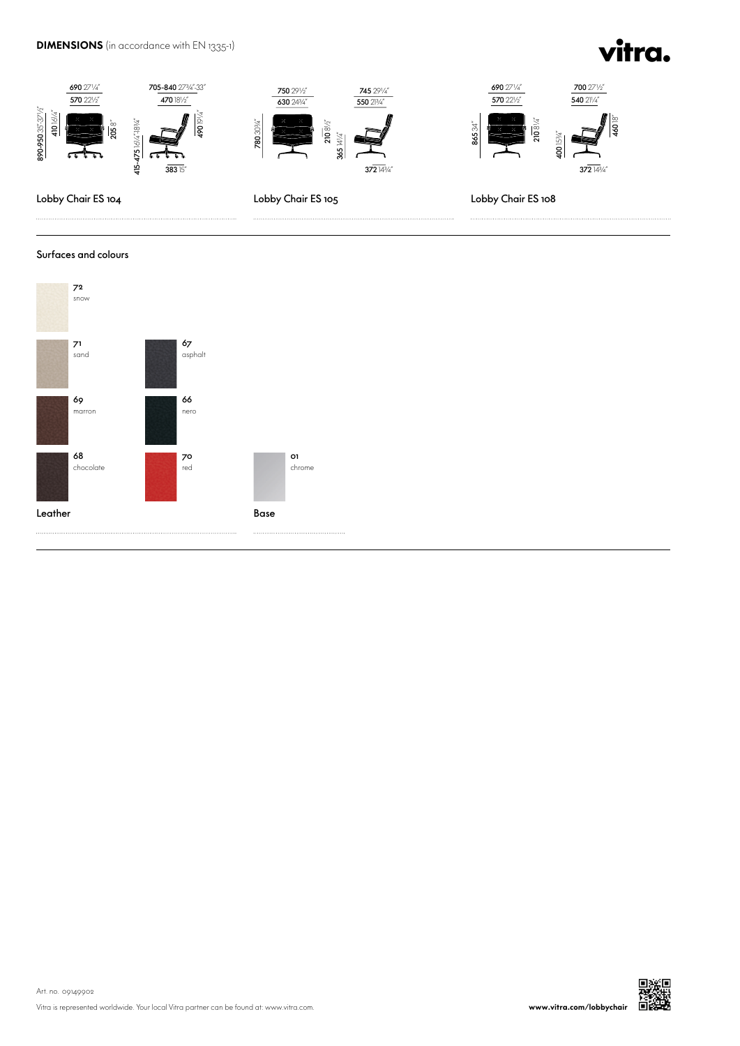**DIMENSIONS** (in accordance with EN 1335-1)

vitra.

690 27¼"
570 22½"
890-950 35-37½"
410 16¼"
205 8"
705-840 27¾"-33"
470 18½"
415-475 16¼"-18¾"
490 19¼"
383 15"

Lobby Chair ES 104

750 29½"
630 24¾"
780 30¾"
210 8½"
745 29¼"
550 21¾"
365 14¼"
372 14¾"

Lobby Chair ES 105

690 27¼"
570 22½"
865 34"
210 8¼"
700 27½"
540 21¼"
400 15¾"
460 18"
372 14¾"

Lobby Chair ES 108

## Surfaces and colours

72 snow

71 sand

67 asphalt

69 marron

66 nero

68 chocolate

70 red

01 chrome

**Leather**

**Base**

Art. no. 09149902

Vitra is represented worldwide. Your local Vitra partner can be found at: www.vitra.com.

**www.vitra.com/lobbychair**